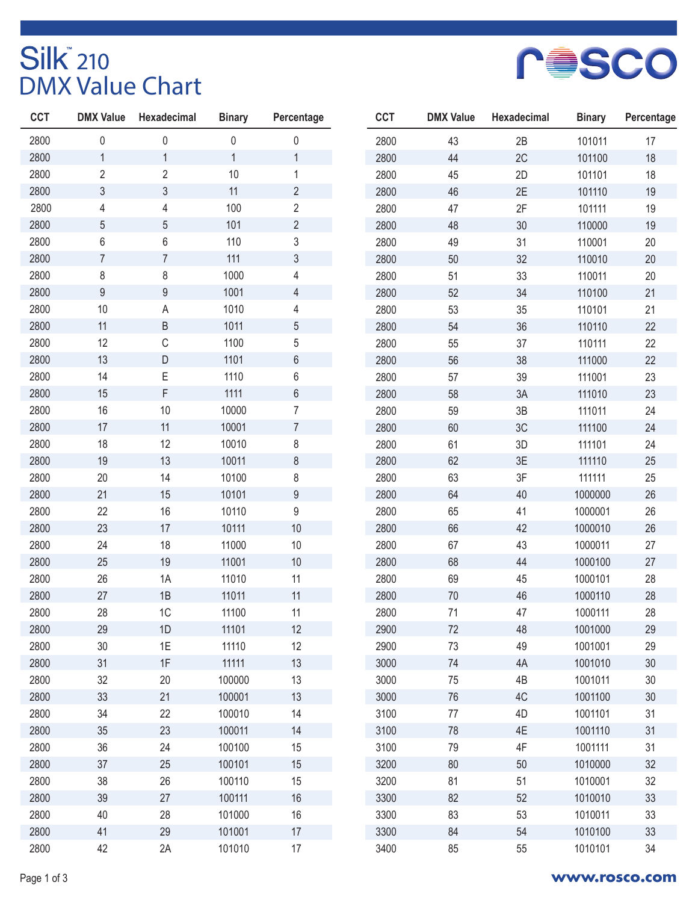# Silk™ 210
## DMX Value Chart

| CCT | DMX Value | Hexadecimal | Binary | Percentage |
|---|---|---|---|---|
| 2800 | 0 | 0 | 0 | 0 |
| 2800 | 1 | 1 | 1 | 1 |
| 2800 | 2 | 2 | 10 | 1 |
| 2800 | 3 | 3 | 11 | 2 |
| 2800 | 4 | 4 | 100 | 2 |
| 2800 | 5 | 5 | 101 | 2 |
| 2800 | 6 | 6 | 110 | 3 |
| 2800 | 7 | 7 | 111 | 3 |
| 2800 | 8 | 8 | 1000 | 4 |
| 2800 | 9 | 9 | 1001 | 4 |
| 2800 | 10 | A | 1010 | 4 |
| 2800 | 11 | B | 1011 | 5 |
| 2800 | 12 | C | 1100 | 5 |
| 2800 | 13 | D | 1101 | 6 |
| 2800 | 14 | E | 1110 | 6 |
| 2800 | 15 | F | 1111 | 6 |
| 2800 | 16 | 10 | 10000 | 7 |
| 2800 | 17 | 11 | 10001 | 7 |
| 2800 | 18 | 12 | 10010 | 8 |
| 2800 | 19 | 13 | 10011 | 8 |
| 2800 | 20 | 14 | 10100 | 8 |
| 2800 | 21 | 15 | 10101 | 9 |
| 2800 | 22 | 16 | 10110 | 9 |
| 2800 | 23 | 17 | 10111 | 10 |
| 2800 | 24 | 18 | 11000 | 10 |
| 2800 | 25 | 19 | 11001 | 10 |
| 2800 | 26 | 1A | 11010 | 11 |
| 2800 | 27 | 1B | 11011 | 11 |
| 2800 | 28 | 1C | 11100 | 11 |
| 2800 | 29 | 1D | 11101 | 12 |
| 2800 | 30 | 1E | 11110 | 12 |
| 2800 | 31 | 1F | 11111 | 13 |
| 2800 | 32 | 20 | 100000 | 13 |
| 2800 | 33 | 21 | 100001 | 13 |
| 2800 | 34 | 22 | 100010 | 14 |
| 2800 | 35 | 23 | 100011 | 14 |
| 2800 | 36 | 24 | 100100 | 15 |
| 2800 | 37 | 25 | 100101 | 15 |
| 2800 | 38 | 26 | 100110 | 15 |
| 2800 | 39 | 27 | 100111 | 16 |
| 2800 | 40 | 28 | 101000 | 16 |
| 2800 | 41 | 29 | 101001 | 17 |
| 2800 | 42 | 2A | 101010 | 17 |
| 2800 | 43 | 2B | 101011 | 17 |
| 2800 | 44 | 2C | 101100 | 18 |
| 2800 | 45 | 2D | 101101 | 18 |
| 2800 | 46 | 2E | 101110 | 19 |
| 2800 | 47 | 2F | 101111 | 19 |
| 2800 | 48 | 30 | 110000 | 19 |
| 2800 | 49 | 31 | 110001 | 20 |
| 2800 | 50 | 32 | 110010 | 20 |
| 2800 | 51 | 33 | 110011 | 20 |
| 2800 | 52 | 34 | 110100 | 21 |
| 2800 | 53 | 35 | 110101 | 21 |
| 2800 | 54 | 36 | 110110 | 22 |
| 2800 | 55 | 37 | 110111 | 22 |
| 2800 | 56 | 38 | 111000 | 22 |
| 2800 | 57 | 39 | 111001 | 23 |
| 2800 | 58 | 3A | 111010 | 23 |
| 2800 | 59 | 3B | 111011 | 24 |
| 2800 | 60 | 3C | 111100 | 24 |
| 2800 | 61 | 3D | 111101 | 24 |
| 2800 | 62 | 3E | 111110 | 25 |
| 2800 | 63 | 3F | 111111 | 25 |
| 2800 | 64 | 40 | 1000000 | 26 |
| 2800 | 65 | 41 | 1000001 | 26 |
| 2800 | 66 | 42 | 1000010 | 26 |
| 2800 | 67 | 43 | 1000011 | 27 |
| 2800 | 68 | 44 | 1000100 | 27 |
| 2800 | 69 | 45 | 1000101 | 28 |
| 2800 | 70 | 46 | 1000110 | 28 |
| 2800 | 71 | 47 | 1000111 | 28 |
| 2900 | 72 | 48 | 1001000 | 29 |
| 2900 | 73 | 49 | 1001001 | 29 |
| 3000 | 74 | 4A | 1001010 | 30 |
| 3000 | 75 | 4B | 1001011 | 30 |
| 3000 | 76 | 4C | 1001100 | 30 |
| 3100 | 77 | 4D | 1001101 | 31 |
| 3100 | 78 | 4E | 1001110 | 31 |
| 3100 | 79 | 4F | 1001111 | 31 |
| 3200 | 80 | 50 | 1010000 | 32 |
| 3200 | 81 | 51 | 1010001 | 32 |
| 3300 | 82 | 52 | 1010010 | 33 |
| 3300 | 83 | 53 | 1010011 | 33 |
| 3300 | 84 | 54 | 1010100 | 33 |
| 3400 | 85 | 55 | 1010101 | 34 |

www.rosco.com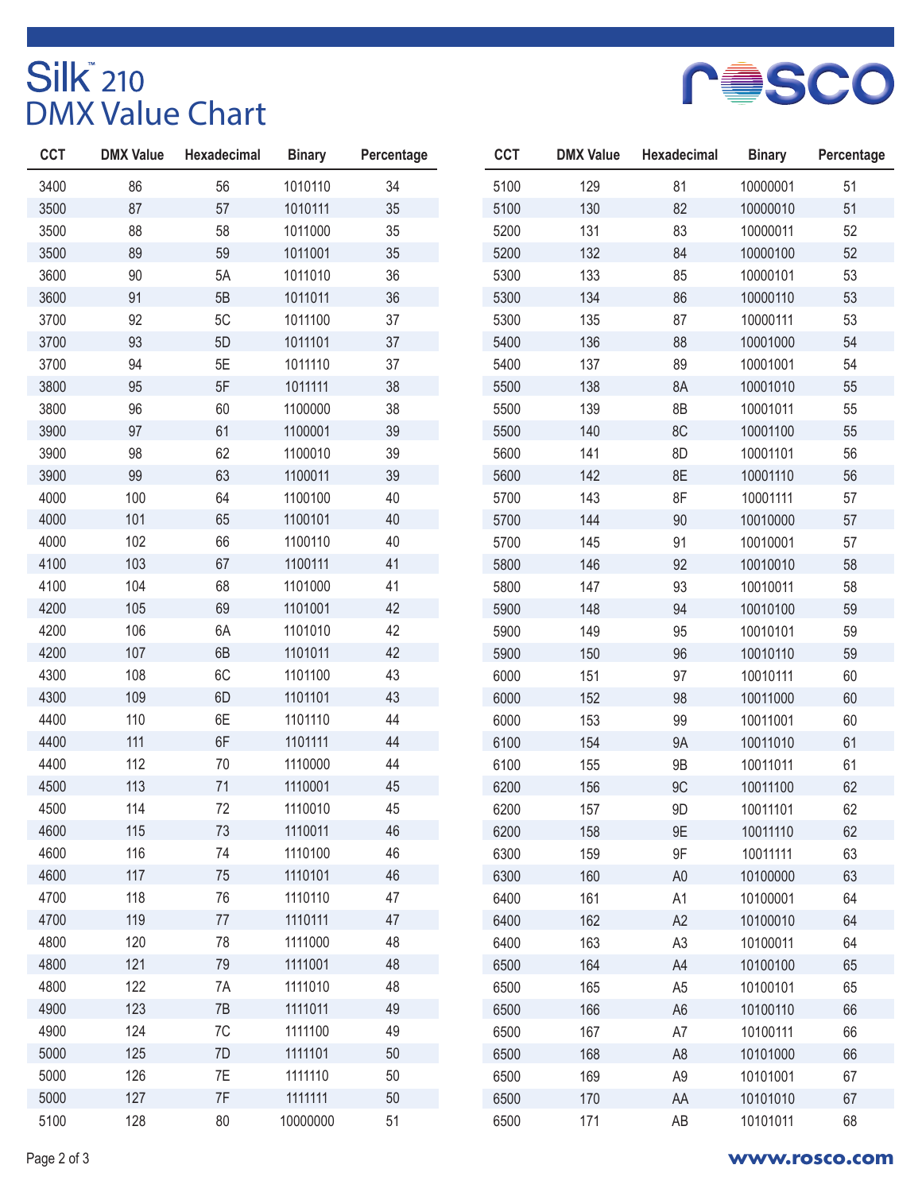# Silk™ 210
## DMX Value Chart

| CCT | DMX Value | Hexadecimal | Binary | Percentage |
|---|---|---|---|---|
| 3400 | 86 | 56 | 1010110 | 34 |
| 3500 | 87 | 57 | 1010111 | 35 |
| 3500 | 88 | 58 | 1011000 | 35 |
| 3500 | 89 | 59 | 1011001 | 35 |
| 3600 | 90 | 5A | 1011010 | 36 |
| 3600 | 91 | 5B | 1011011 | 36 |
| 3700 | 92 | 5C | 1011100 | 37 |
| 3700 | 93 | 5D | 1011101 | 37 |
| 3700 | 94 | 5E | 1011110 | 37 |
| 3800 | 95 | 5F | 1011111 | 38 |
| 3800 | 96 | 60 | 1100000 | 38 |
| 3900 | 97 | 61 | 1100001 | 39 |
| 3900 | 98 | 62 | 1100010 | 39 |
| 3900 | 99 | 63 | 1100011 | 39 |
| 4000 | 100 | 64 | 1100100 | 40 |
| 4000 | 101 | 65 | 1100101 | 40 |
| 4000 | 102 | 66 | 1100110 | 40 |
| 4100 | 103 | 67 | 1100111 | 41 |
| 4100 | 104 | 68 | 1101000 | 41 |
| 4200 | 105 | 69 | 1101001 | 42 |
| 4200 | 106 | 6A | 1101010 | 42 |
| 4200 | 107 | 6B | 1101011 | 42 |
| 4300 | 108 | 6C | 1101100 | 43 |
| 4300 | 109 | 6D | 1101101 | 43 |
| 4400 | 110 | 6E | 1101110 | 44 |
| 4400 | 111 | 6F | 1101111 | 44 |
| 4400 | 112 | 70 | 1110000 | 44 |
| 4500 | 113 | 71 | 1110001 | 45 |
| 4500 | 114 | 72 | 1110010 | 45 |
| 4600 | 115 | 73 | 1110011 | 46 |
| 4600 | 116 | 74 | 1110100 | 46 |
| 4600 | 117 | 75 | 1110101 | 46 |
| 4700 | 118 | 76 | 1110110 | 47 |
| 4700 | 119 | 77 | 1110111 | 47 |
| 4800 | 120 | 78 | 1111000 | 48 |
| 4800 | 121 | 79 | 1111001 | 48 |
| 4800 | 122 | 7A | 1111010 | 48 |
| 4900 | 123 | 7B | 1111011 | 49 |
| 4900 | 124 | 7C | 1111100 | 49 |
| 5000 | 125 | 7D | 1111101 | 50 |
| 5000 | 126 | 7E | 1111110 | 50 |
| 5000 | 127 | 7F | 1111111 | 50 |
| 5100 | 128 | 80 | 10000000 | 51 |
| 5100 | 129 | 81 | 10000001 | 51 |
| 5100 | 130 | 82 | 10000010 | 51 |
| 5200 | 131 | 83 | 10000011 | 52 |
| 5200 | 132 | 84 | 10000100 | 52 |
| 5300 | 133 | 85 | 10000101 | 53 |
| 5300 | 134 | 86 | 10000110 | 53 |
| 5300 | 135 | 87 | 10000111 | 53 |
| 5400 | 136 | 88 | 10001000 | 54 |
| 5400 | 137 | 89 | 10001001 | 54 |
| 5500 | 138 | 8A | 10001010 | 55 |
| 5500 | 139 | 8B | 10001011 | 55 |
| 5500 | 140 | 8C | 10001100 | 55 |
| 5600 | 141 | 8D | 10001101 | 56 |
| 5600 | 142 | 8E | 10001110 | 56 |
| 5700 | 143 | 8F | 10001111 | 57 |
| 5700 | 144 | 90 | 10010000 | 57 |
| 5700 | 145 | 91 | 10010001 | 57 |
| 5800 | 146 | 92 | 10010010 | 58 |
| 5800 | 147 | 93 | 10010011 | 58 |
| 5900 | 148 | 94 | 10010100 | 59 |
| 5900 | 149 | 95 | 10010101 | 59 |
| 5900 | 150 | 96 | 10010110 | 59 |
| 6000 | 151 | 97 | 10010111 | 60 |
| 6000 | 152 | 98 | 10011000 | 60 |
| 6000 | 153 | 99 | 10011001 | 60 |
| 6100 | 154 | 9A | 10011010 | 61 |
| 6100 | 155 | 9B | 10011011 | 61 |
| 6200 | 156 | 9C | 10011100 | 62 |
| 6200 | 157 | 9D | 10011101 | 62 |
| 6200 | 158 | 9E | 10011110 | 62 |
| 6300 | 159 | 9F | 10011111 | 63 |
| 6300 | 160 | A0 | 10100000 | 63 |
| 6400 | 161 | A1 | 10100001 | 64 |
| 6400 | 162 | A2 | 10100010 | 64 |
| 6400 | 163 | A3 | 10100011 | 64 |
| 6500 | 164 | A4 | 10100100 | 65 |
| 6500 | 165 | A5 | 10100101 | 65 |
| 6500 | 166 | A6 | 10100110 | 66 |
| 6500 | 167 | A7 | 10100111 | 66 |
| 6500 | 168 | A8 | 10101000 | 66 |
| 6500 | 169 | A9 | 10101001 | 67 |
| 6500 | 170 | AA | 10101010 | 67 |
| 6500 | 171 | AB | 10101011 | 68 |

www.rosco.com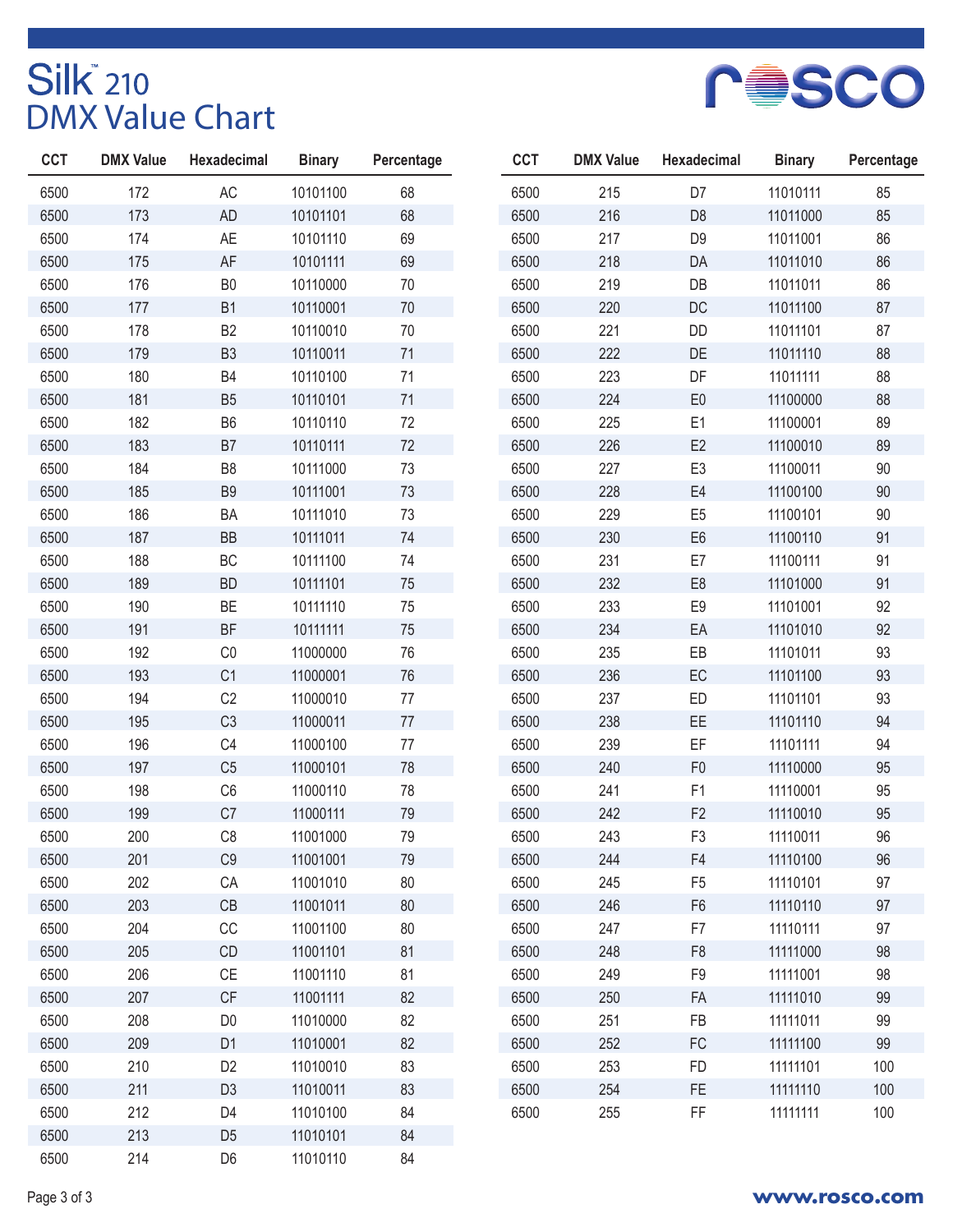# Silk™ 210
## DMX Value Chart

| CCT | DMX Value | Hexadecimal | Binary | Percentage |
|---|---|---|---|---|
| 6500 | 172 | AC | 10101100 | 68 |
| 6500 | 173 | AD | 10101101 | 68 |
| 6500 | 174 | AE | 10101110 | 69 |
| 6500 | 175 | AF | 10101111 | 69 |
| 6500 | 176 | B0 | 10110000 | 70 |
| 6500 | 177 | B1 | 10110001 | 70 |
| 6500 | 178 | B2 | 10110010 | 70 |
| 6500 | 179 | B3 | 10110011 | 71 |
| 6500 | 180 | B4 | 10110100 | 71 |
| 6500 | 181 | B5 | 10110101 | 71 |
| 6500 | 182 | B6 | 10110110 | 72 |
| 6500 | 183 | B7 | 10110111 | 72 |
| 6500 | 184 | B8 | 10111000 | 73 |
| 6500 | 185 | B9 | 10111001 | 73 |
| 6500 | 186 | BA | 10111010 | 73 |
| 6500 | 187 | BB | 10111011 | 74 |
| 6500 | 188 | BC | 10111100 | 74 |
| 6500 | 189 | BD | 10111101 | 75 |
| 6500 | 190 | BE | 10111110 | 75 |
| 6500 | 191 | BF | 10111111 | 75 |
| 6500 | 192 | C0 | 11000000 | 76 |
| 6500 | 193 | C1 | 11000001 | 76 |
| 6500 | 194 | C2 | 11000010 | 77 |
| 6500 | 195 | C3 | 11000011 | 77 |
| 6500 | 196 | C4 | 11000100 | 77 |
| 6500 | 197 | C5 | 11000101 | 78 |
| 6500 | 198 | C6 | 11000110 | 78 |
| 6500 | 199 | C7 | 11000111 | 79 |
| 6500 | 200 | C8 | 11001000 | 79 |
| 6500 | 201 | C9 | 11001001 | 79 |
| 6500 | 202 | CA | 11001010 | 80 |
| 6500 | 203 | CB | 11001011 | 80 |
| 6500 | 204 | CC | 11001100 | 80 |
| 6500 | 205 | CD | 11001101 | 81 |
| 6500 | 206 | CE | 11001110 | 81 |
| 6500 | 207 | CF | 11001111 | 82 |
| 6500 | 208 | D0 | 11010000 | 82 |
| 6500 | 209 | D1 | 11010001 | 82 |
| 6500 | 210 | D2 | 11010010 | 83 |
| 6500 | 211 | D3 | 11010011 | 83 |
| 6500 | 212 | D4 | 11010100 | 84 |
| 6500 | 213 | D5 | 11010101 | 84 |
| 6500 | 214 | D6 | 11010110 | 84 |
| 6500 | 215 | D7 | 11010111 | 85 |
| 6500 | 216 | D8 | 11011000 | 85 |
| 6500 | 217 | D9 | 11011001 | 86 |
| 6500 | 218 | DA | 11011010 | 86 |
| 6500 | 219 | DB | 11011011 | 86 |
| 6500 | 220 | DC | 11011100 | 87 |
| 6500 | 221 | DD | 11011101 | 87 |
| 6500 | 222 | DE | 11011110 | 88 |
| 6500 | 223 | DF | 11011111 | 88 |
| 6500 | 224 | E0 | 11100000 | 88 |
| 6500 | 225 | E1 | 11100001 | 89 |
| 6500 | 226 | E2 | 11100010 | 89 |
| 6500 | 227 | E3 | 11100011 | 90 |
| 6500 | 228 | E4 | 11100100 | 90 |
| 6500 | 229 | E5 | 11100101 | 90 |
| 6500 | 230 | E6 | 11100110 | 91 |
| 6500 | 231 | E7 | 11100111 | 91 |
| 6500 | 232 | E8 | 11101000 | 91 |
| 6500 | 233 | E9 | 11101001 | 92 |
| 6500 | 234 | EA | 11101010 | 92 |
| 6500 | 235 | EB | 11101011 | 93 |
| 6500 | 236 | EC | 11101100 | 93 |
| 6500 | 237 | ED | 11101101 | 93 |
| 6500 | 238 | EE | 11101110 | 94 |
| 6500 | 239 | EF | 11101111 | 94 |
| 6500 | 240 | F0 | 11110000 | 95 |
| 6500 | 241 | F1 | 11110001 | 95 |
| 6500 | 242 | F2 | 11110010 | 95 |
| 6500 | 243 | F3 | 11110011 | 96 |
| 6500 | 244 | F4 | 11110100 | 96 |
| 6500 | 245 | F5 | 11110101 | 97 |
| 6500 | 246 | F6 | 11110110 | 97 |
| 6500 | 247 | F7 | 11110111 | 97 |
| 6500 | 248 | F8 | 11111000 | 98 |
| 6500 | 249 | F9 | 11111001 | 98 |
| 6500 | 250 | FA | 11111010 | 99 |
| 6500 | 251 | FB | 11111011 | 99 |
| 6500 | 252 | FC | 11111100 | 99 |
| 6500 | 253 | FD | 11111101 | 100 |
| 6500 | 254 | FE | 11111110 | 100 |
| 6500 | 255 | FF | 11111111 | 100 |

www.rosco.com